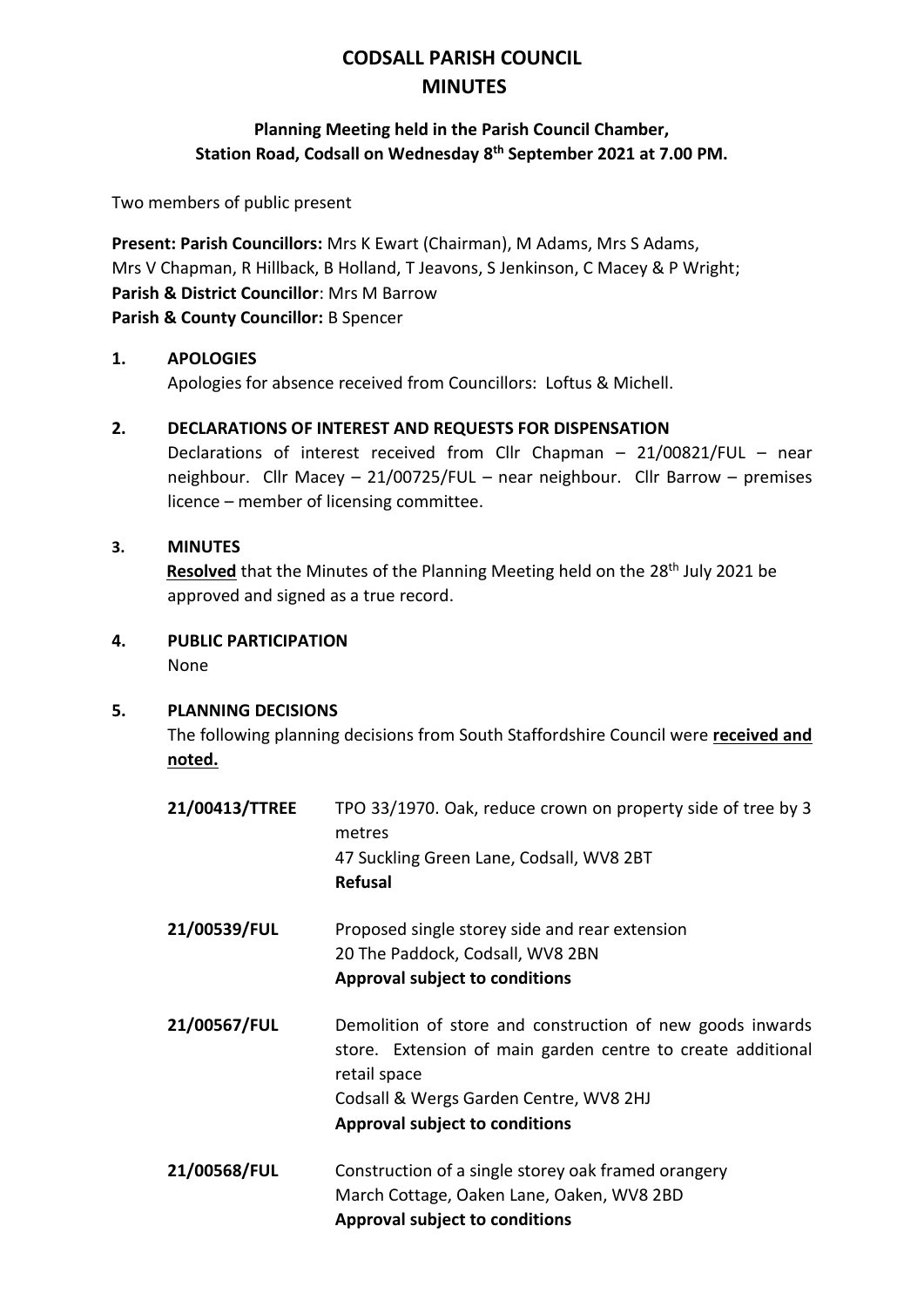# CODSALL PARISH COUNCIL
# MINUTES

### Planning Meeting held in the Parish Council Chamber, Station Road, Codsall on Wednesday 8th September 2021 at 7.00 PM.

Two members of public present

**Present: Parish Councillors:** Mrs K Ewart (Chairman), M Adams, Mrs S Adams, Mrs V Chapman, R Hillback, B Holland, T Jeavons, S Jenkinson, C Macey & P Wright;
**Parish & District Councillor**: Mrs M Barrow
**Parish & County Councillor:** B Spencer

## 1. APOLOGIES

Apologies for absence received from Councillors: Loftus & Michell.

## 2. DECLARATIONS OF INTEREST AND REQUESTS FOR DISPENSATION

Declarations of interest received from Cllr Chapman – 21/00821/FUL – near neighbour. Cllr Macey – 21/00725/FUL – near neighbour. Cllr Barrow – premises licence – member of licensing committee.

## 3. MINUTES

**Resolved** that the Minutes of the Planning Meeting held on the 28th July 2021 be approved and signed as a true record.

## 4. PUBLIC PARTICIPATION

None

## 5. PLANNING DECISIONS

The following planning decisions from South Staffordshire Council were **received and noted.**

**21/00413/TTREE** TPO 33/1970. Oak, reduce crown on property side of tree by 3 metres
47 Suckling Green Lane, Codsall, WV8 2BT
**Refusal**

**21/00539/FUL** Proposed single storey side and rear extension
20 The Paddock, Codsall, WV8 2BN
**Approval subject to conditions**

**21/00567/FUL** Demolition of store and construction of new goods inwards store. Extension of main garden centre to create additional retail space
Codsall & Wergs Garden Centre, WV8 2HJ
**Approval subject to conditions**

**21/00568/FUL** Construction of a single storey oak framed orangery
March Cottage, Oaken Lane, Oaken, WV8 2BD
**Approval subject to conditions**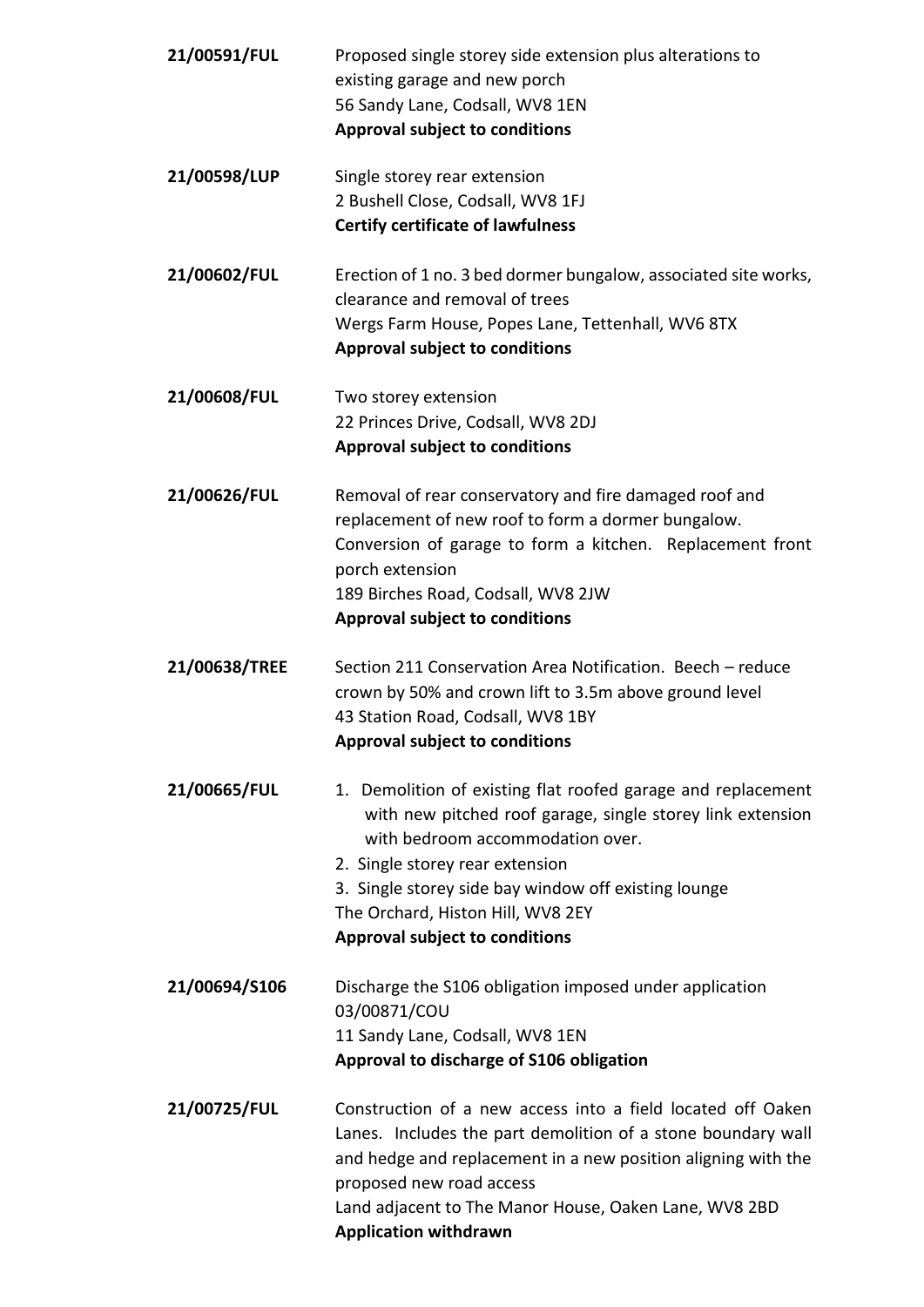**21/00591/FUL**

Proposed single storey side extension plus alterations to existing garage and new porch
56 Sandy Lane, Codsall, WV8 1EN
**Approval subject to conditions**

**21/00598/LUP**

Single storey rear extension
2 Bushell Close, Codsall, WV8 1FJ
**Certify certificate of lawfulness**

**21/00602/FUL**

Erection of 1 no. 3 bed dormer bungalow, associated site works, clearance and removal of trees
Wergs Farm House, Popes Lane, Tettenhall, WV6 8TX
**Approval subject to conditions**

**21/00608/FUL**

Two storey extension
22 Princes Drive, Codsall, WV8 2DJ
**Approval subject to conditions**

**21/00626/FUL**

Removal of rear conservatory and fire damaged roof and replacement of new roof to form a dormer bungalow. Conversion of garage to form a kitchen. Replacement front porch extension
189 Birches Road, Codsall, WV8 2JW
**Approval subject to conditions**

**21/00638/TREE**

Section 211 Conservation Area Notification. Beech – reduce crown by 50% and crown lift to 3.5m above ground level
43 Station Road, Codsall, WV8 1BY
**Approval subject to conditions**

**21/00665/FUL**

1. Demolition of existing flat roofed garage and replacement with new pitched roof garage, single storey link extension with bedroom accommodation over.
2. Single storey rear extension
3. Single storey side bay window off existing lounge

The Orchard, Histon Hill, WV8 2EY
**Approval subject to conditions**

**21/00694/S106**

Discharge the S106 obligation imposed under application 03/00871/COU
11 Sandy Lane, Codsall, WV8 1EN
**Approval to discharge of S106 obligation**

**21/00725/FUL**

Construction of a new access into a field located off Oaken Lanes. Includes the part demolition of a stone boundary wall and hedge and replacement in a new position aligning with the proposed new road access
Land adjacent to The Manor House, Oaken Lane, WV8 2BD
**Application withdrawn**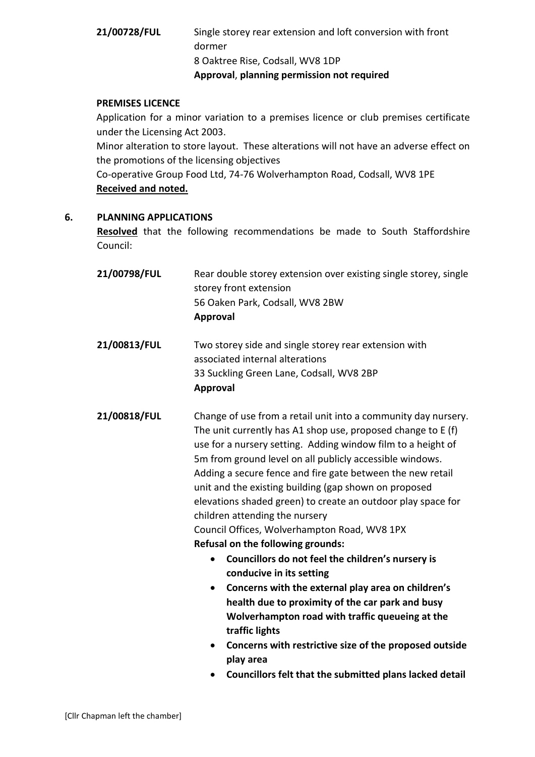**21/00728/FUL** Single storey rear extension and loft conversion with front dormer
8 Oaktree Rise, Codsall, WV8 1DP
**Approval**, **planning permission not required**

**PREMISES LICENCE**

Application for a minor variation to a premises licence or club premises certificate under the Licensing Act 2003.

Minor alteration to store layout. These alterations will not have an adverse effect on the promotions of the licensing objectives

Co-operative Group Food Ltd, 74-76 Wolverhampton Road, Codsall, WV8 1PE

**Received and noted.**

**6. PLANNING APPLICATIONS**

**Resolved** that the following recommendations be made to South Staffordshire Council:

**21/00798/FUL** Rear double storey extension over existing single storey, single storey front extension
56 Oaken Park, Codsall, WV8 2BW
**Approval**

**21/00813/FUL** Two storey side and single storey rear extension with associated internal alterations
33 Suckling Green Lane, Codsall, WV8 2BP
**Approval**

**21/00818/FUL** Change of use from a retail unit into a community day nursery. The unit currently has A1 shop use, proposed change to E (f) use for a nursery setting. Adding window film to a height of 5m from ground level on all publicly accessible windows. Adding a secure fence and fire gate between the new retail unit and the existing building (gap shown on proposed elevations shaded green) to create an outdoor play space for children attending the nursery
Council Offices, Wolverhampton Road, WV8 1PX
**Refusal on the following grounds:**

- **Councillors do not feel the children's nursery is conducive in its setting**
- **Concerns with the external play area on children's health due to proximity of the car park and busy Wolverhampton road with traffic queueing at the traffic lights**
- **Concerns with restrictive size of the proposed outside play area**
- **Councillors felt that the submitted plans lacked detail**

[Cllr Chapman left the chamber]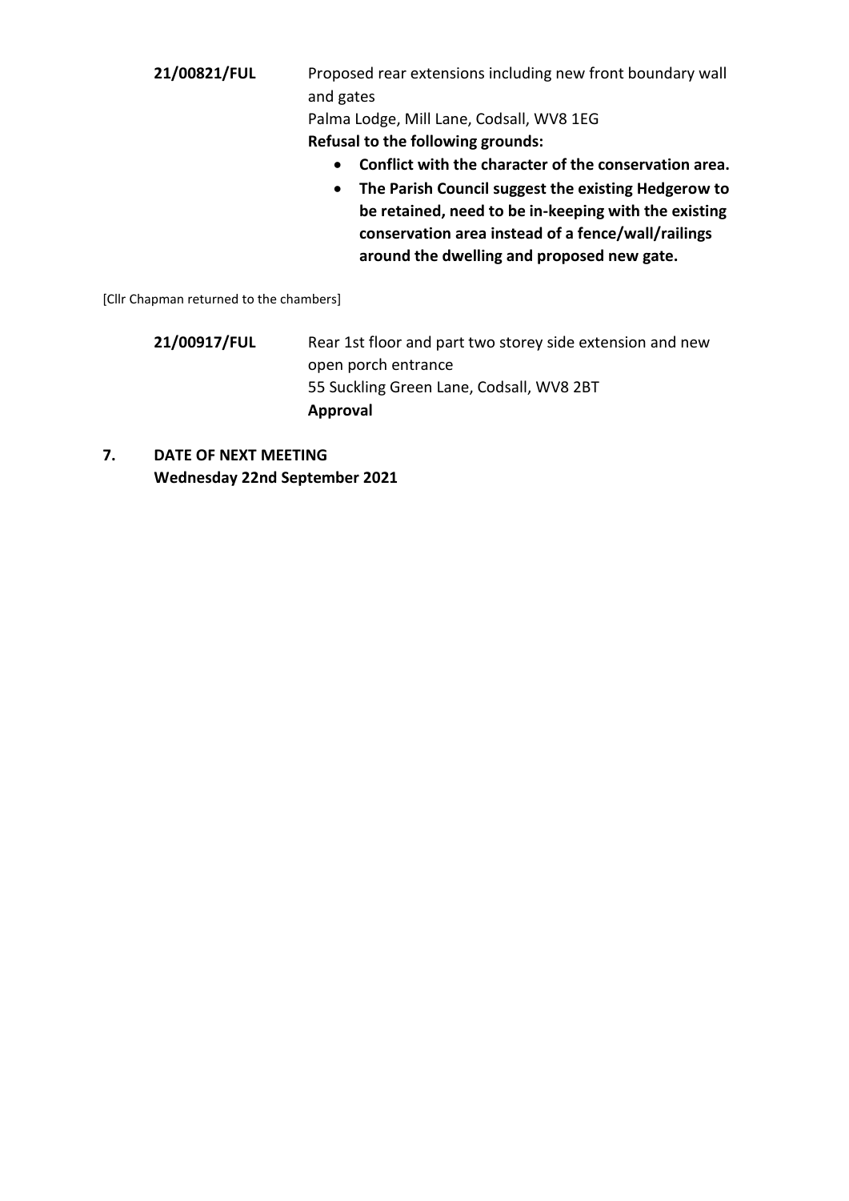**21/00821/FUL** Proposed rear extensions including new front boundary wall and gates
Palma Lodge, Mill Lane, Codsall, WV8 1EG
**Refusal to the following grounds:**

- **Conflict with the character of the conservation area.**
- **The Parish Council suggest the existing Hedgerow to be retained, need to be in-keeping with the existing conservation area instead of a fence/wall/railings around the dwelling and proposed new gate.**

[Cllr Chapman returned to the chambers]

**21/00917/FUL** Rear 1st floor and part two storey side extension and new open porch entrance
55 Suckling Green Lane, Codsall, WV8 2BT
**Approval**

## 7. DATE OF NEXT MEETING

**Wednesday 22nd September 2021**